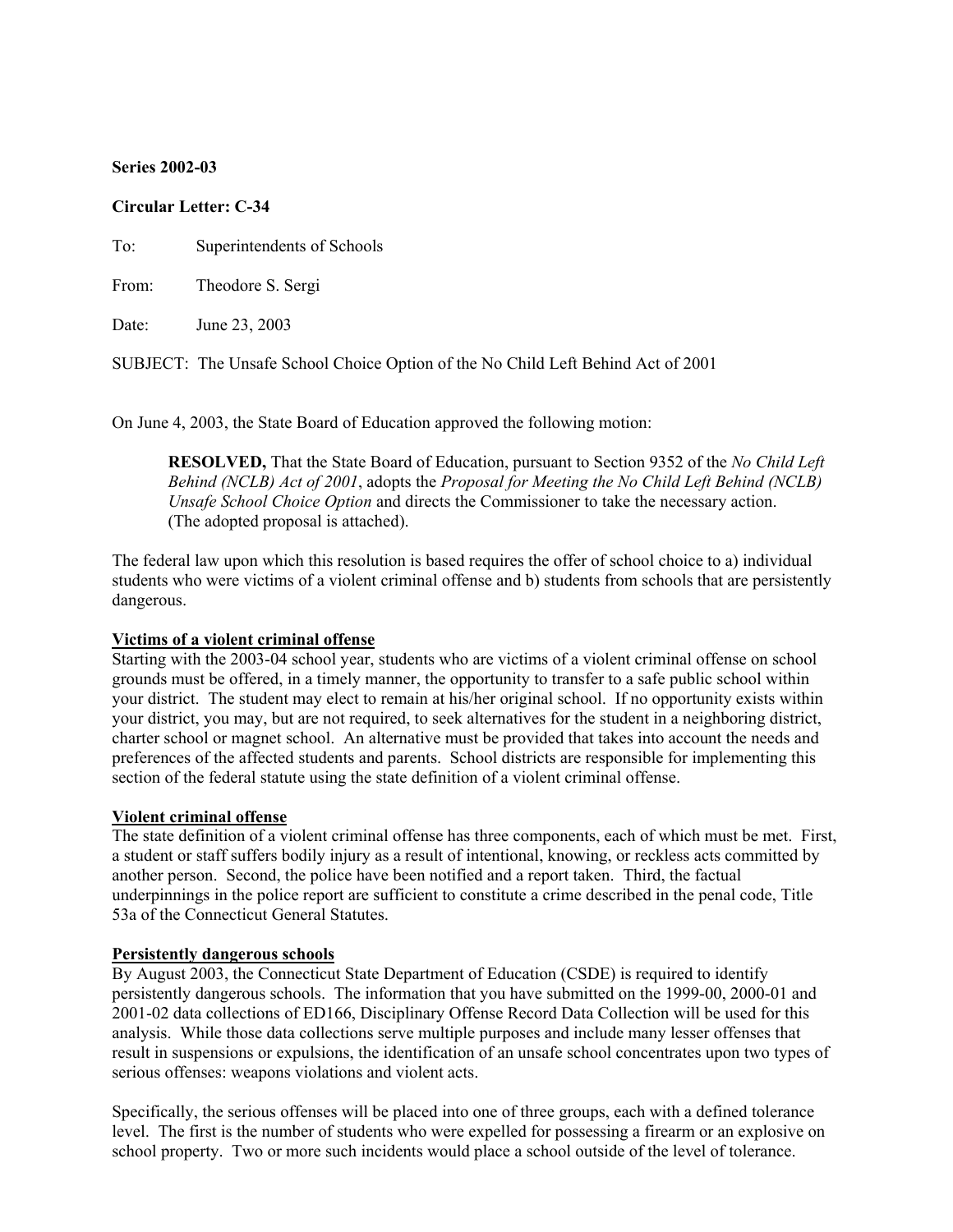**Series 2002-03**

**Circular Letter: C-34**

To: Superintendents of Schools

From: Theodore S. Sergi

Date: June 23, 2003

SUBJECT: The Unsafe School Choice Option of the No Child Left Behind Act of 2001

On June 4, 2003, the State Board of Education approved the following motion:

> **RESOLVED,** That the State Board of Education, pursuant to Section 9352 of the *No Child Left Behind (NCLB) Act of 2001*, adopts the *Proposal for Meeting the No Child Left Behind (NCLB) Unsafe School Choice Option* and directs the Commissioner to take the necessary action. (The adopted proposal is attached).

The federal law upon which this resolution is based requires the offer of school choice to a) individual students who were victims of a violent criminal offense and b) students from schools that are persistently dangerous.

**Victims of a violent criminal offense**

Starting with the 2003-04 school year, students who are victims of a violent criminal offense on school grounds must be offered, in a timely manner, the opportunity to transfer to a safe public school within your district. The student may elect to remain at his/her original school. If no opportunity exists within your district, you may, but are not required, to seek alternatives for the student in a neighboring district, charter school or magnet school. An alternative must be provided that takes into account the needs and preferences of the affected students and parents. School districts are responsible for implementing this section of the federal statute using the state definition of a violent criminal offense.

**Violent criminal offense**

The state definition of a violent criminal offense has three components, each of which must be met. First, a student or staff suffers bodily injury as a result of intentional, knowing, or reckless acts committed by another person. Second, the police have been notified and a report taken. Third, the factual underpinnings in the police report are sufficient to constitute a crime described in the penal code, Title 53a of the Connecticut General Statutes.

**Persistently dangerous schools**

By August 2003, the Connecticut State Department of Education (CSDE) is required to identify persistently dangerous schools. The information that you have submitted on the 1999-00, 2000-01 and 2001-02 data collections of ED166, Disciplinary Offense Record Data Collection will be used for this analysis. While those data collections serve multiple purposes and include many lesser offenses that result in suspensions or expulsions, the identification of an unsafe school concentrates upon two types of serious offenses: weapons violations and violent acts.

Specifically, the serious offenses will be placed into one of three groups, each with a defined tolerance level. The first is the number of students who were expelled for possessing a firearm or an explosive on school property. Two or more such incidents would place a school outside of the level of tolerance.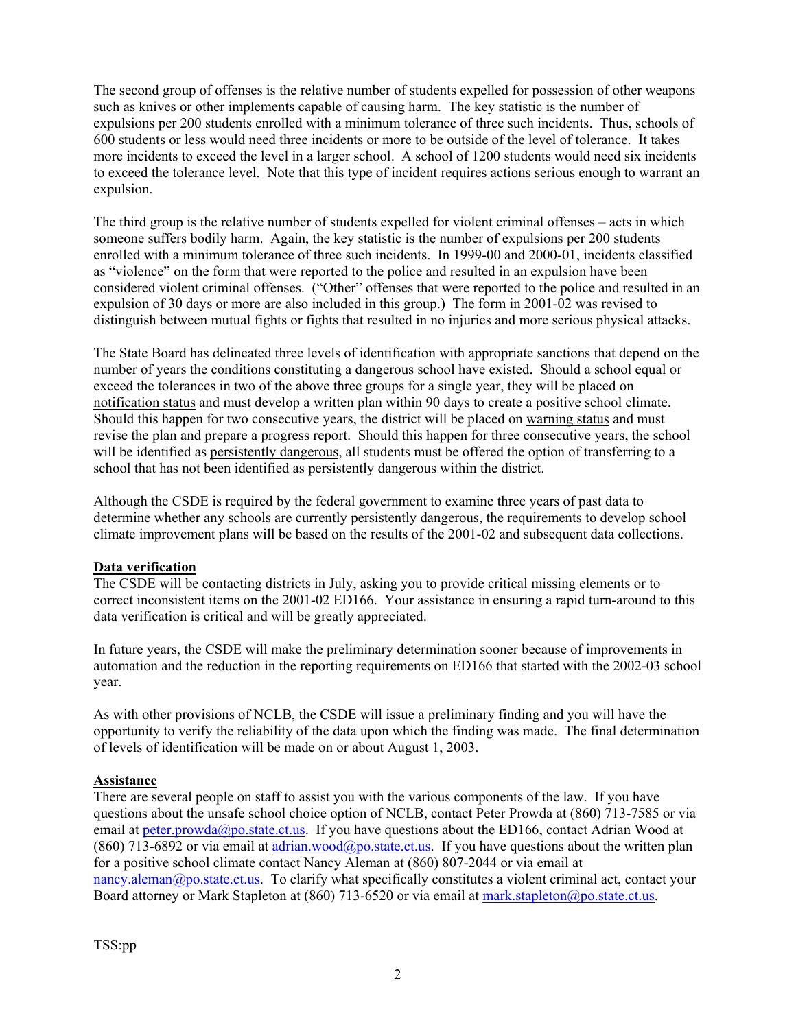The second group of offenses is the relative number of students expelled for possession of other weapons such as knives or other implements capable of causing harm. The key statistic is the number of expulsions per 200 students enrolled with a minimum tolerance of three such incidents. Thus, schools of 600 students or less would need three incidents or more to be outside of the level of tolerance. It takes more incidents to exceed the level in a larger school. A school of 1200 students would need six incidents to exceed the tolerance level. Note that this type of incident requires actions serious enough to warrant an expulsion.

The third group is the relative number of students expelled for violent criminal offenses – acts in which someone suffers bodily harm. Again, the key statistic is the number of expulsions per 200 students enrolled with a minimum tolerance of three such incidents. In 1999-00 and 2000-01, incidents classified as "violence" on the form that were reported to the police and resulted in an expulsion have been considered violent criminal offenses. ("Other" offenses that were reported to the police and resulted in an expulsion of 30 days or more are also included in this group.) The form in 2001-02 was revised to distinguish between mutual fights or fights that resulted in no injuries and more serious physical attacks.

The State Board has delineated three levels of identification with appropriate sanctions that depend on the number of years the conditions constituting a dangerous school have existed. Should a school equal or exceed the tolerances in two of the above three groups for a single year, they will be placed on notification status and must develop a written plan within 90 days to create a positive school climate. Should this happen for two consecutive years, the district will be placed on warning status and must revise the plan and prepare a progress report. Should this happen for three consecutive years, the school will be identified as persistently dangerous, all students must be offered the option of transferring to a school that has not been identified as persistently dangerous within the district.

Although the CSDE is required by the federal government to examine three years of past data to determine whether any schools are currently persistently dangerous, the requirements to develop school climate improvement plans will be based on the results of the 2001-02 and subsequent data collections.

**Data verification**

The CSDE will be contacting districts in July, asking you to provide critical missing elements or to correct inconsistent items on the 2001-02 ED166. Your assistance in ensuring a rapid turn-around to this data verification is critical and will be greatly appreciated.

In future years, the CSDE will make the preliminary determination sooner because of improvements in automation and the reduction in the reporting requirements on ED166 that started with the 2002-03 school year.

As with other provisions of NCLB, the CSDE will issue a preliminary finding and you will have the opportunity to verify the reliability of the data upon which the finding was made. The final determination of levels of identification will be made on or about August 1, 2003.

**Assistance**

There are several people on staff to assist you with the various components of the law. If you have questions about the unsafe school choice option of NCLB, contact Peter Prowda at (860) 713-7585 or via email at peter.prowda@po.state.ct.us. If you have questions about the ED166, contact Adrian Wood at (860) 713-6892 or via email at adrian.wood@po.state.ct.us. If you have questions about the written plan for a positive school climate contact Nancy Aleman at (860) 807-2044 or via email at nancy.aleman@po.state.ct.us. To clarify what specifically constitutes a violent criminal act, contact your Board attorney or Mark Stapleton at (860) 713-6520 or via email at mark.stapleton@po.state.ct.us.

TSS:pp